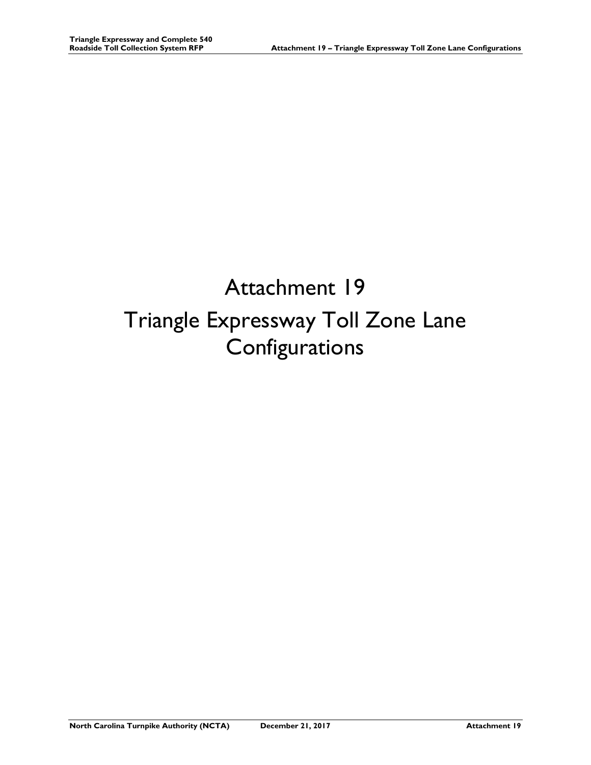# Attachment 19

# Triangle Expressway Toll Zone Lane Configurations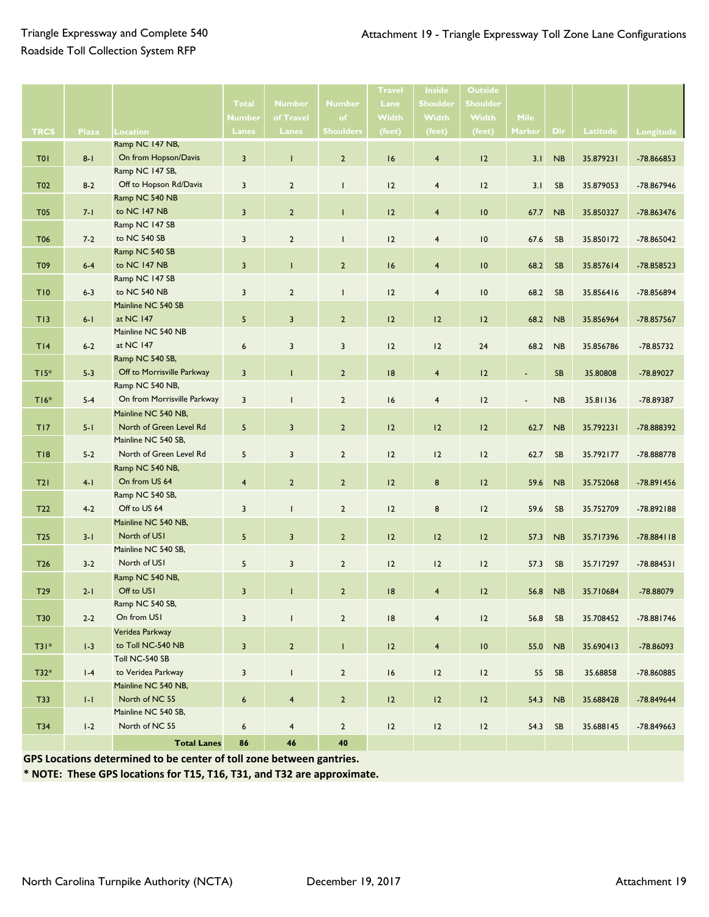| TRCS | Plaza | Location | Total Number Lanes | Number of Travel Lanes | Number of Shoulders | Travel Lane Width (feet) | Inside Shoulder Width (feet) | Outside Shoulder Width (feet) | Mile Marker | Dir | Latitude | Longitude |
|---|---|---|---|---|---|---|---|---|---|---|---|---|
| T01 | 8-1 | Ramp NC 147 NB, On from Hopson/Davis | 3 | 1 | 2 | 16 | 4 | 12 | 3.1 | NB | 35.879231 | -78.866853 |
| T02 | 8-2 | Ramp NC 147 SB, Off to Hopson Rd/Davis | 3 | 2 | 1 | 12 | 4 | 12 | 3.1 | SB | 35.879053 | -78.867946 |
| T05 | 7-1 | Ramp NC 540 NB to NC 147 NB | 3 | 2 | 1 | 12 | 4 | 10 | 67.7 | NB | 35.850327 | -78.863476 |
| T06 | 7-2 | Ramp NC 147 SB to NC 540 SB | 3 | 2 | 1 | 12 | 4 | 10 | 67.6 | SB | 35.850172 | -78.865042 |
| T09 | 6-4 | Ramp NC 540 SB to NC 147 NB | 3 | 1 | 2 | 16 | 4 | 10 | 68.2 | SB | 35.857614 | -78.858523 |
| T10 | 6-3 | Ramp NC 147 SB to NC 540 NB | 3 | 2 | 1 | 12 | 4 | 10 | 68.2 | SB | 35.856416 | -78.856894 |
| T13 | 6-1 | Mainline NC 540 SB at NC 147 | 5 | 3 | 2 | 12 | 12 | 12 | 68.2 | NB | 35.856964 | -78.857567 |
| T14 | 6-2 | Mainline NC 540 NB at NC 147 | 6 | 3 | 3 | 12 | 12 | 24 | 68.2 | NB | 35.856786 | -78.85732 |
| T15* | 5-3 | Ramp NC 540 SB, Off to Morrisville Parkway | 3 | 1 | 2 | 18 | 4 | 12 | - | SB | 35.80808 | -78.89027 |
| T16* | 5-4 | Ramp NC 540 NB, On from Morrisville Parkway | 3 | 1 | 2 | 16 | 4 | 12 | - | NB | 35.81136 | -78.89387 |
| T17 | 5-1 | Mainline NC 540 NB, North of Green Level Rd | 5 | 3 | 2 | 12 | 12 | 12 | 62.7 | NB | 35.792231 | -78.888392 |
| T18 | 5-2 | Mainline NC 540 SB, North of Green Level Rd | 5 | 3 | 2 | 12 | 12 | 12 | 62.7 | SB | 35.792177 | -78.888778 |
| T21 | 4-1 | Ramp NC 540 NB, On from US 64 | 4 | 2 | 2 | 12 | 8 | 12 | 59.6 | NB | 35.752068 | -78.891456 |
| T22 | 4-2 | Ramp NC 540 SB, Off to US 64 | 3 | 1 | 2 | 12 | 8 | 12 | 59.6 | SB | 35.752709 | -78.892188 |
| T25 | 3-1 | Mainline NC 540 NB, North of US1 | 5 | 3 | 2 | 12 | 12 | 12 | 57.3 | NB | 35.717396 | -78.884118 |
| T26 | 3-2 | Mainline NC 540 SB, North of US1 | 5 | 3 | 2 | 12 | 12 | 12 | 57.3 | SB | 35.717297 | -78.884531 |
| T29 | 2-1 | Ramp NC 540 NB, Off to US1 | 3 | 1 | 2 | 18 | 4 | 12 | 56.8 | NB | 35.710684 | -78.88079 |
| T30 | 2-2 | Ramp NC 540 SB, On from US1 | 3 | 1 | 2 | 18 | 4 | 12 | 56.8 | SB | 35.708452 | -78.881746 |
| T31* | 1-3 | Veridea Parkway to Toll NC-540 NB | 3 | 2 | 1 | 12 | 4 | 10 | 55.0 | NB | 35.690413 | -78.86093 |
| T32* | 1-4 | Toll NC-540 SB to Veridea Parkway | 3 | 1 | 2 | 16 | 12 | 12 | 55 | SB | 35.68858 | -78.860885 |
| T33 | 1-1 | Mainline NC 540 NB, North of NC 55 | 6 | 4 | 2 | 12 | 12 | 12 | 54.3 | NB | 35.688428 | -78.849644 |
| T34 | 1-2 | Mainline NC 540 SB, North of NC 55 | 6 | 4 | 2 | 12 | 12 | 12 | 54.3 | SB | 35.688145 | -78.849663 |
| | | **Total Lanes** | **86** | **46** | **40** | | | | | | | |

**GPS Locations determined to be center of toll zone between gantries.**

**\* NOTE: These GPS locations for T15, T16, T31, and T32 are approximate.**